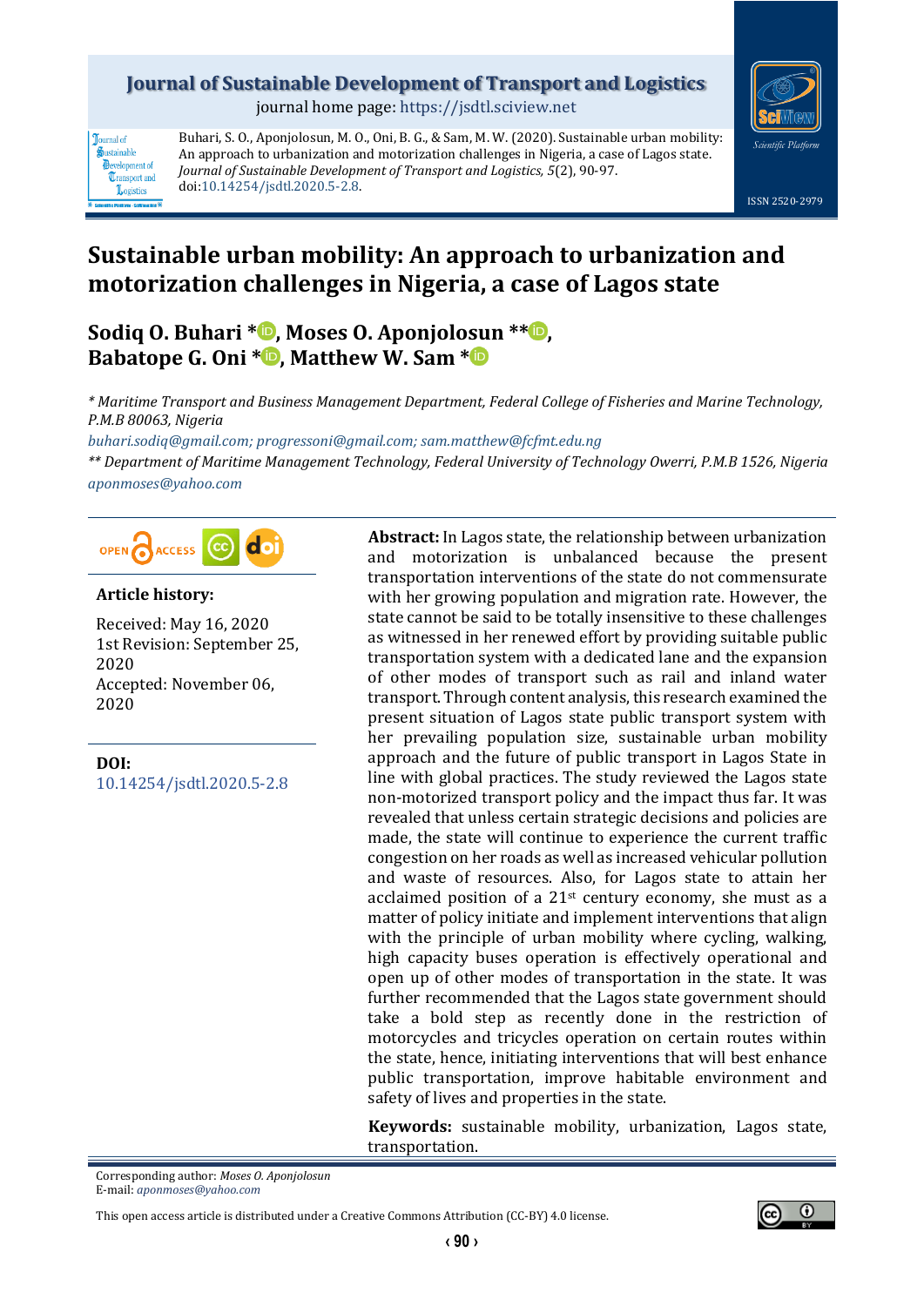# Journal of Sustainable Development of Transport and Logistics

journal home page: https://jsdtl.sciview.net

Buhari, S. O., Aponjolosun, M. O., Oni, B. G., & Sam, M. W. (2020). Sustainable urban mobility: An approach to urbanization and motorization challenges in Nigeria, a case of Lagos state. *Journal of Sustainable Development of Transport and Logistics, 5*(2), 90-97. doi:10.14254/jsdtl.2020.5-2.8.

ISSN 2520-2979

# Sustainable urban mobility: An approach to urbanization and motorization challenges in Nigeria, a case of Lagos state

**Sodiq O. Buhari \*, Moses O. Aponjolosun \*\*, Babatope G. Oni \*, Matthew W. Sam \***

*\* Maritime Transport and Business Management Department, Federal College of Fisheries and Marine Technology, P.M.B 80063, Nigeria*

*buhari.sodiq@gmail.com; progressoni@gmail.com; sam.matthew@fcfmt.edu.ng*

*\*\* Department of Maritime Management Technology, Federal University of Technology Owerri, P.M.B 1526, Nigeria*

*aponmoses@yahoo.com*

**Article history:**

Received: May 16, 2020
1st Revision: September 25, 2020
Accepted: November 06, 2020

**DOI:**
10.14254/jsdtl.2020.5-2.8

**Abstract:** In Lagos state, the relationship between urbanization and motorization is unbalanced because the present transportation interventions of the state do not commensurate with her growing population and migration rate. However, the state cannot be said to be totally insensitive to these challenges as witnessed in her renewed effort by providing suitable public transportation system with a dedicated lane and the expansion of other modes of transport such as rail and inland water transport. Through content analysis, this research examined the present situation of Lagos state public transport system with her prevailing population size, sustainable urban mobility approach and the future of public transport in Lagos State in line with global practices. The study reviewed the Lagos state non-motorized transport policy and the impact thus far. It was revealed that unless certain strategic decisions and policies are made, the state will continue to experience the current traffic congestion on her roads as well as increased vehicular pollution and waste of resources. Also, for Lagos state to attain her acclaimed position of a 21st century economy, she must as a matter of policy initiate and implement interventions that align with the principle of urban mobility where cycling, walking, high capacity buses operation is effectively operational and open up of other modes of transportation in the state. It was further recommended that the Lagos state government should take a bold step as recently done in the restriction of motorcycles and tricycles operation on certain routes within the state, hence, initiating interventions that will best enhance public transportation, improve habitable environment and safety of lives and properties in the state.

**Keywords:** sustainable mobility, urbanization, Lagos state, transportation.

Corresponding author: *Moses O. Aponjolosun*
E-mail: *aponmoses@yahoo.com*

This open access article is distributed under a Creative Commons Attribution (CC-BY) 4.0 license.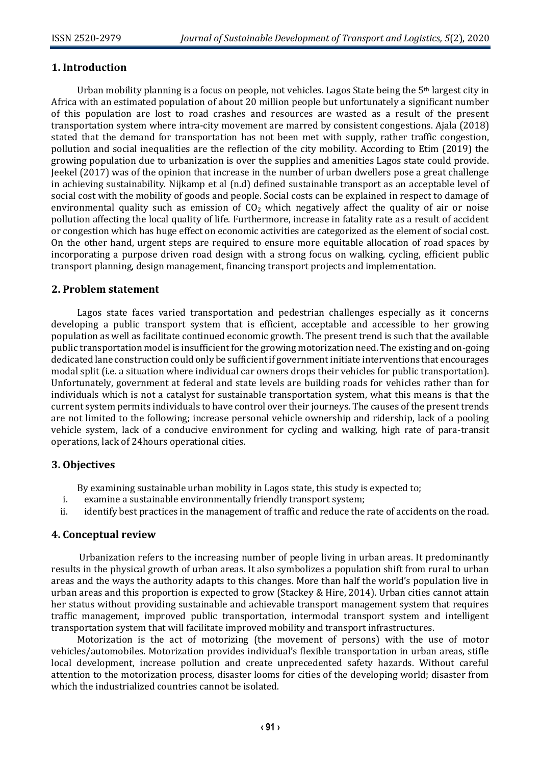## 1. Introduction

Urban mobility planning is a focus on people, not vehicles. Lagos State being the 5th largest city in Africa with an estimated population of about 20 million people but unfortunately a significant number of this population are lost to road crashes and resources are wasted as a result of the present transportation system where intra-city movement are marred by consistent congestions. Ajala (2018) stated that the demand for transportation has not been met with supply, rather traffic congestion, pollution and social inequalities are the reflection of the city mobility. According to Etim (2019) the growing population due to urbanization is over the supplies and amenities Lagos state could provide. Jeekel (2017) was of the opinion that increase in the number of urban dwellers pose a great challenge in achieving sustainability. Nijkamp et al (n.d) defined sustainable transport as an acceptable level of social cost with the mobility of goods and people. Social costs can be explained in respect to damage of environmental quality such as emission of $CO_2$ which negatively affect the quality of air or noise pollution affecting the local quality of life. Furthermore, increase in fatality rate as a result of accident or congestion which has huge effect on economic activities are categorized as the element of social cost. On the other hand, urgent steps are required to ensure more equitable allocation of road spaces by incorporating a purpose driven road design with a strong focus on walking, cycling, efficient public transport planning, design management, financing transport projects and implementation.

## 2. Problem statement

Lagos state faces varied transportation and pedestrian challenges especially as it concerns developing a public transport system that is efficient, acceptable and accessible to her growing population as well as facilitate continued economic growth. The present trend is such that the available public transportation model is insufficient for the growing motorization need. The existing and on-going dedicated lane construction could only be sufficient if government initiate interventions that encourages modal split (i.e. a situation where individual car owners drops their vehicles for public transportation). Unfortunately, government at federal and state levels are building roads for vehicles rather than for individuals which is not a catalyst for sustainable transportation system, what this means is that the current system permits individuals to have control over their journeys. The causes of the present trends are not limited to the following; increase personal vehicle ownership and ridership, lack of a pooling vehicle system, lack of a conducive environment for cycling and walking, high rate of para-transit operations, lack of 24hours operational cities.

## 3. Objectives

By examining sustainable urban mobility in Lagos state, this study is expected to;

i. examine a sustainable environmentally friendly transport system;
ii. identify best practices in the management of traffic and reduce the rate of accidents on the road.

## 4. Conceptual review

Urbanization refers to the increasing number of people living in urban areas. It predominantly results in the physical growth of urban areas. It also symbolizes a population shift from rural to urban areas and the ways the authority adapts to this changes. More than half the world's population live in urban areas and this proportion is expected to grow (Stackey & Hire, 2014). Urban cities cannot attain her status without providing sustainable and achievable transport management system that requires traffic management, improved public transportation, intermodal transport system and intelligent transportation system that will facilitate improved mobility and transport infrastructures.

Motorization is the act of motorizing (the movement of persons) with the use of motor vehicles/automobiles. Motorization provides individual's flexible transportation in urban areas, stifle local development, increase pollution and create unprecedented safety hazards. Without careful attention to the motorization process, disaster looms for cities of the developing world; disaster from which the industrialized countries cannot be isolated.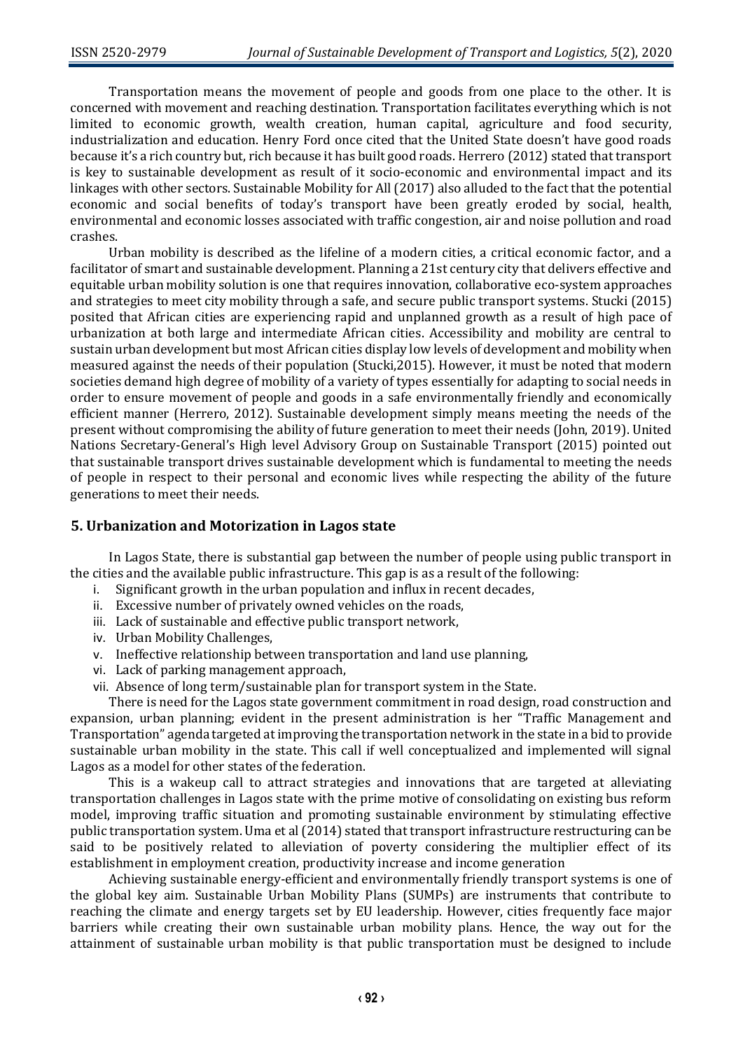Transportation means the movement of people and goods from one place to the other. It is concerned with movement and reaching destination. Transportation facilitates everything which is not limited to economic growth, wealth creation, human capital, agriculture and food security, industrialization and education. Henry Ford once cited that the United State doesn't have good roads because it's a rich country but, rich because it has built good roads. Herrero (2012) stated that transport is key to sustainable development as result of it socio-economic and environmental impact and its linkages with other sectors. Sustainable Mobility for All (2017) also alluded to the fact that the potential economic and social benefits of today's transport have been greatly eroded by social, health, environmental and economic losses associated with traffic congestion, air and noise pollution and road crashes.

Urban mobility is described as the lifeline of a modern cities, a critical economic factor, and a facilitator of smart and sustainable development. Planning a 21st century city that delivers effective and equitable urban mobility solution is one that requires innovation, collaborative eco-system approaches and strategies to meet city mobility through a safe, and secure public transport systems. Stucki (2015) posited that African cities are experiencing rapid and unplanned growth as a result of high pace of urbanization at both large and intermediate African cities. Accessibility and mobility are central to sustain urban development but most African cities display low levels of development and mobility when measured against the needs of their population (Stucki,2015). However, it must be noted that modern societies demand high degree of mobility of a variety of types essentially for adapting to social needs in order to ensure movement of people and goods in a safe environmentally friendly and economically efficient manner (Herrero, 2012). Sustainable development simply means meeting the needs of the present without compromising the ability of future generation to meet their needs (John, 2019). United Nations Secretary-General's High level Advisory Group on Sustainable Transport (2015) pointed out that sustainable transport drives sustainable development which is fundamental to meeting the needs of people in respect to their personal and economic lives while respecting the ability of the future generations to meet their needs.

## 5. Urbanization and Motorization in Lagos state

In Lagos State, there is substantial gap between the number of people using public transport in the cities and the available public infrastructure. This gap is as a result of the following:

i. Significant growth in the urban population and influx in recent decades,
ii. Excessive number of privately owned vehicles on the roads,
iii. Lack of sustainable and effective public transport network,
iv. Urban Mobility Challenges,
v. Ineffective relationship between transportation and land use planning,
vi. Lack of parking management approach,
vii. Absence of long term/sustainable plan for transport system in the State.

There is need for the Lagos state government commitment in road design, road construction and expansion, urban planning; evident in the present administration is her "Traffic Management and Transportation" agenda targeted at improving the transportation network in the state in a bid to provide sustainable urban mobility in the state. This call if well conceptualized and implemented will signal Lagos as a model for other states of the federation.

This is a wakeup call to attract strategies and innovations that are targeted at alleviating transportation challenges in Lagos state with the prime motive of consolidating on existing bus reform model, improving traffic situation and promoting sustainable environment by stimulating effective public transportation system. Uma et al (2014) stated that transport infrastructure restructuring can be said to be positively related to alleviation of poverty considering the multiplier effect of its establishment in employment creation, productivity increase and income generation

Achieving sustainable energy-efficient and environmentally friendly transport systems is one of the global key aim. Sustainable Urban Mobility Plans (SUMPs) are instruments that contribute to reaching the climate and energy targets set by EU leadership. However, cities frequently face major barriers while creating their own sustainable urban mobility plans. Hence, the way out for the attainment of sustainable urban mobility is that public transportation must be designed to include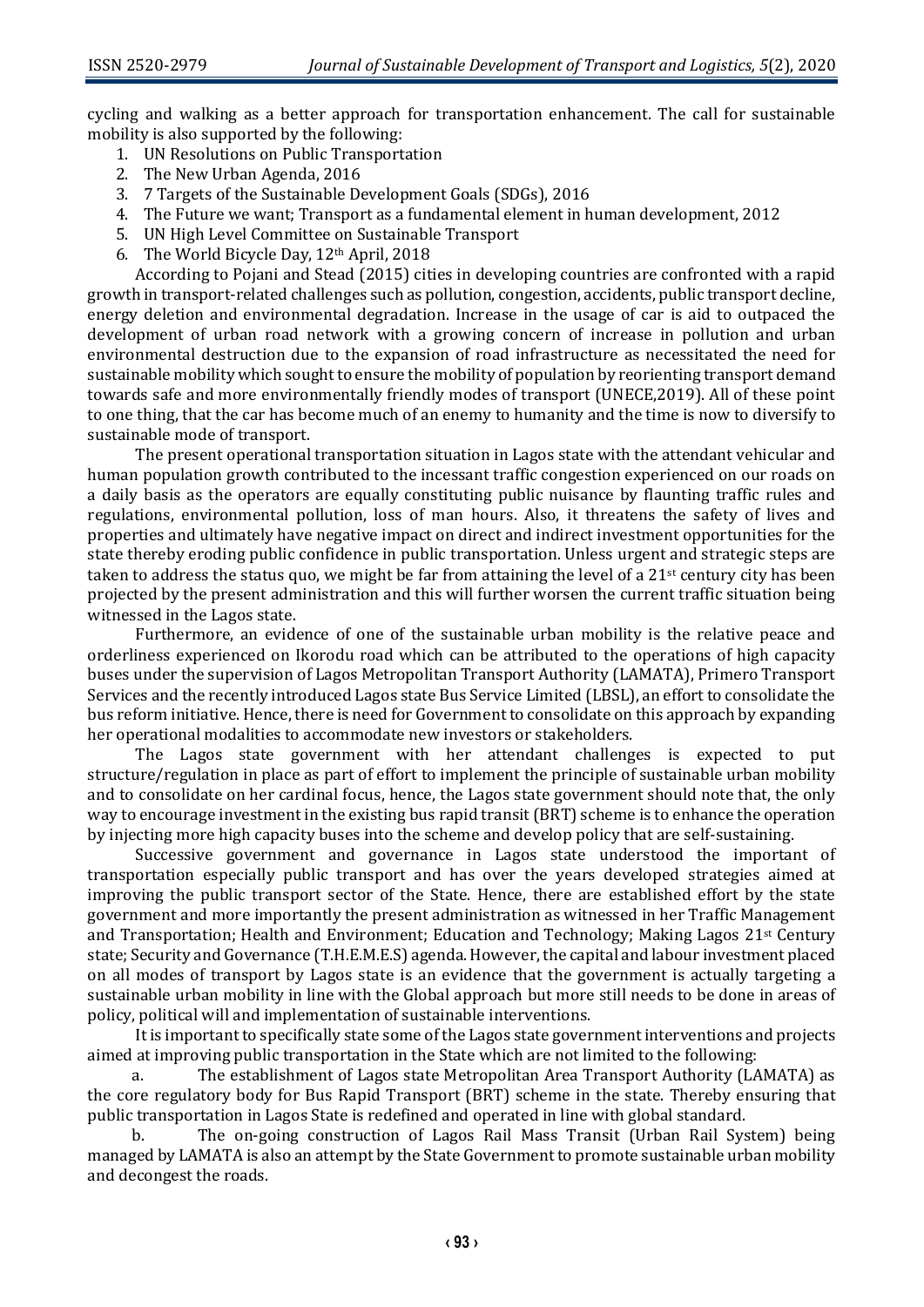cycling and walking as a better approach for transportation enhancement. The call for sustainable mobility is also supported by the following:

1. UN Resolutions on Public Transportation
2. The New Urban Agenda, 2016
3. 7 Targets of the Sustainable Development Goals (SDGs), 2016
4. The Future we want; Transport as a fundamental element in human development, 2012
5. UN High Level Committee on Sustainable Transport
6. The World Bicycle Day, 12th April, 2018

According to Pojani and Stead (2015) cities in developing countries are confronted with a rapid growth in transport-related challenges such as pollution, congestion, accidents, public transport decline, energy deletion and environmental degradation. Increase in the usage of car is aid to outpaced the development of urban road network with a growing concern of increase in pollution and urban environmental destruction due to the expansion of road infrastructure as necessitated the need for sustainable mobility which sought to ensure the mobility of population by reorienting transport demand towards safe and more environmentally friendly modes of transport (UNECE,2019). All of these point to one thing, that the car has become much of an enemy to humanity and the time is now to diversify to sustainable mode of transport.

The present operational transportation situation in Lagos state with the attendant vehicular and human population growth contributed to the incessant traffic congestion experienced on our roads on a daily basis as the operators are equally constituting public nuisance by flaunting traffic rules and regulations, environmental pollution, loss of man hours. Also, it threatens the safety of lives and properties and ultimately have negative impact on direct and indirect investment opportunities for the state thereby eroding public confidence in public transportation. Unless urgent and strategic steps are taken to address the status quo, we might be far from attaining the level of a 21st century city has been projected by the present administration and this will further worsen the current traffic situation being witnessed in the Lagos state.

Furthermore, an evidence of one of the sustainable urban mobility is the relative peace and orderliness experienced on Ikorodu road which can be attributed to the operations of high capacity buses under the supervision of Lagos Metropolitan Transport Authority (LAMATA), Primero Transport Services and the recently introduced Lagos state Bus Service Limited (LBSL), an effort to consolidate the bus reform initiative. Hence, there is need for Government to consolidate on this approach by expanding her operational modalities to accommodate new investors or stakeholders.

The Lagos state government with her attendant challenges is expected to put structure/regulation in place as part of effort to implement the principle of sustainable urban mobility and to consolidate on her cardinal focus, hence, the Lagos state government should note that, the only way to encourage investment in the existing bus rapid transit (BRT) scheme is to enhance the operation by injecting more high capacity buses into the scheme and develop policy that are self-sustaining.

Successive government and governance in Lagos state understood the important of transportation especially public transport and has over the years developed strategies aimed at improving the public transport sector of the State. Hence, there are established effort by the state government and more importantly the present administration as witnessed in her Traffic Management and Transportation; Health and Environment; Education and Technology; Making Lagos 21st Century state; Security and Governance (T.H.E.M.E.S) agenda. However, the capital and labour investment placed on all modes of transport by Lagos state is an evidence that the government is actually targeting a sustainable urban mobility in line with the Global approach but more still needs to be done in areas of policy, political will and implementation of sustainable interventions.

It is important to specifically state some of the Lagos state government interventions and projects aimed at improving public transportation in the State which are not limited to the following:

a. The establishment of Lagos state Metropolitan Area Transport Authority (LAMATA) as the core regulatory body for Bus Rapid Transport (BRT) scheme in the state. Thereby ensuring that public transportation in Lagos State is redefined and operated in line with global standard.

b. The on-going construction of Lagos Rail Mass Transit (Urban Rail System) being managed by LAMATA is also an attempt by the State Government to promote sustainable urban mobility and decongest the roads.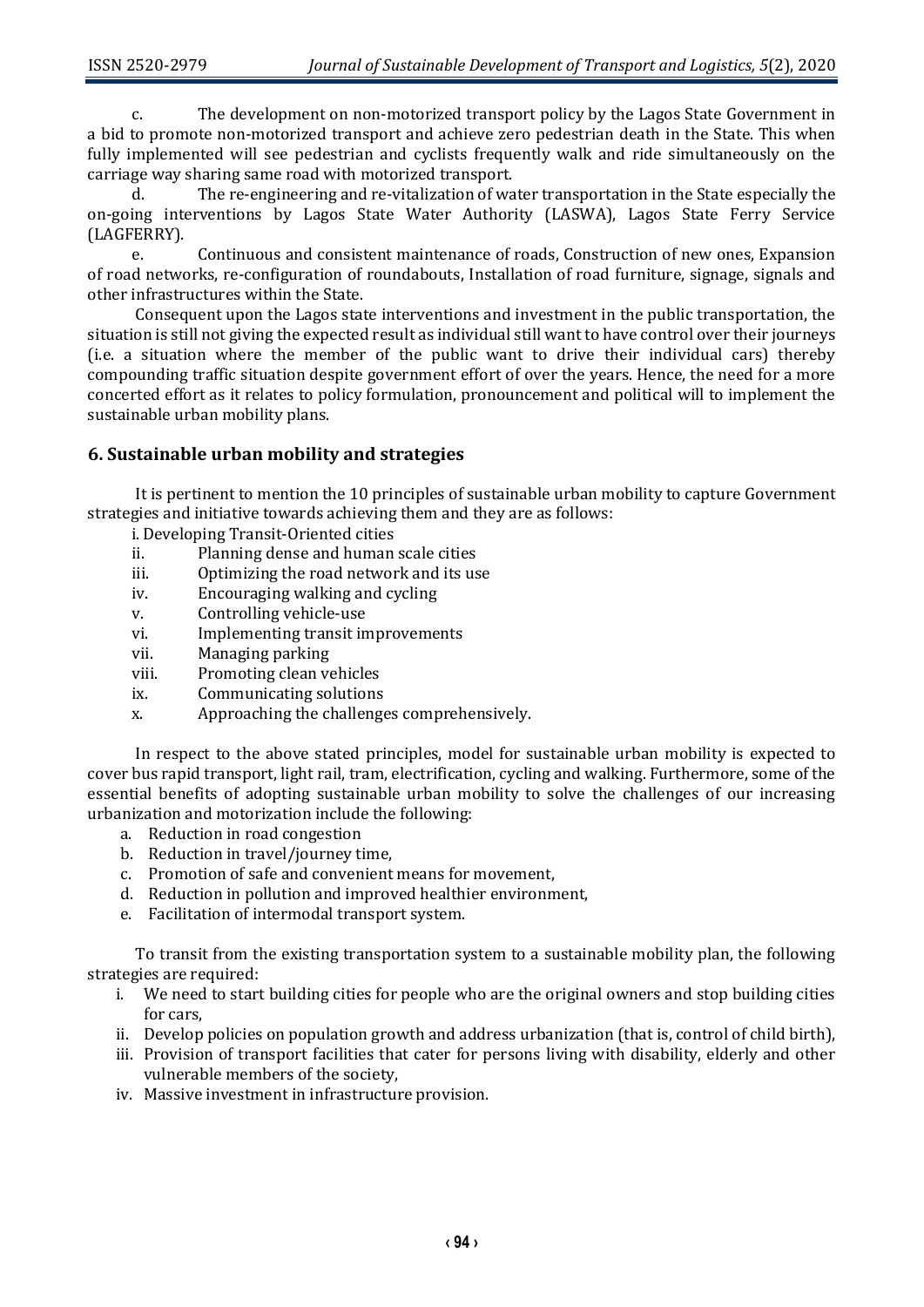c. The development on non-motorized transport policy by the Lagos State Government in a bid to promote non-motorized transport and achieve zero pedestrian death in the State. This when fully implemented will see pedestrian and cyclists frequently walk and ride simultaneously on the carriage way sharing same road with motorized transport.

d. The re-engineering and re-vitalization of water transportation in the State especially the on-going interventions by Lagos State Water Authority (LASWA), Lagos State Ferry Service (LAGFERRY).

e. Continuous and consistent maintenance of roads, Construction of new ones, Expansion of road networks, re-configuration of roundabouts, Installation of road furniture, signage, signals and other infrastructures within the State.

Consequent upon the Lagos state interventions and investment in the public transportation, the situation is still not giving the expected result as individual still want to have control over their journeys (i.e. a situation where the member of the public want to drive their individual cars) thereby compounding traffic situation despite government effort of over the years. Hence, the need for a more concerted effort as it relates to policy formulation, pronouncement and political will to implement the sustainable urban mobility plans.

## 6. Sustainable urban mobility and strategies

It is pertinent to mention the 10 principles of sustainable urban mobility to capture Government strategies and initiative towards achieving them and they are as follows:

i. Developing Transit-Oriented cities
ii. Planning dense and human scale cities
iii. Optimizing the road network and its use
iv. Encouraging walking and cycling
v. Controlling vehicle-use
vi. Implementing transit improvements
vii. Managing parking
viii. Promoting clean vehicles
ix. Communicating solutions
x. Approaching the challenges comprehensively.

In respect to the above stated principles, model for sustainable urban mobility is expected to cover bus rapid transport, light rail, tram, electrification, cycling and walking. Furthermore, some of the essential benefits of adopting sustainable urban mobility to solve the challenges of our increasing urbanization and motorization include the following:

a. Reduction in road congestion
b. Reduction in travel/journey time,
c. Promotion of safe and convenient means for movement,
d. Reduction in pollution and improved healthier environment,
e. Facilitation of intermodal transport system.

To transit from the existing transportation system to a sustainable mobility plan, the following strategies are required:

i. We need to start building cities for people who are the original owners and stop building cities for cars,
ii. Develop policies on population growth and address urbanization (that is, control of child birth),
iii. Provision of transport facilities that cater for persons living with disability, elderly and other vulnerable members of the society,
iv. Massive investment in infrastructure provision.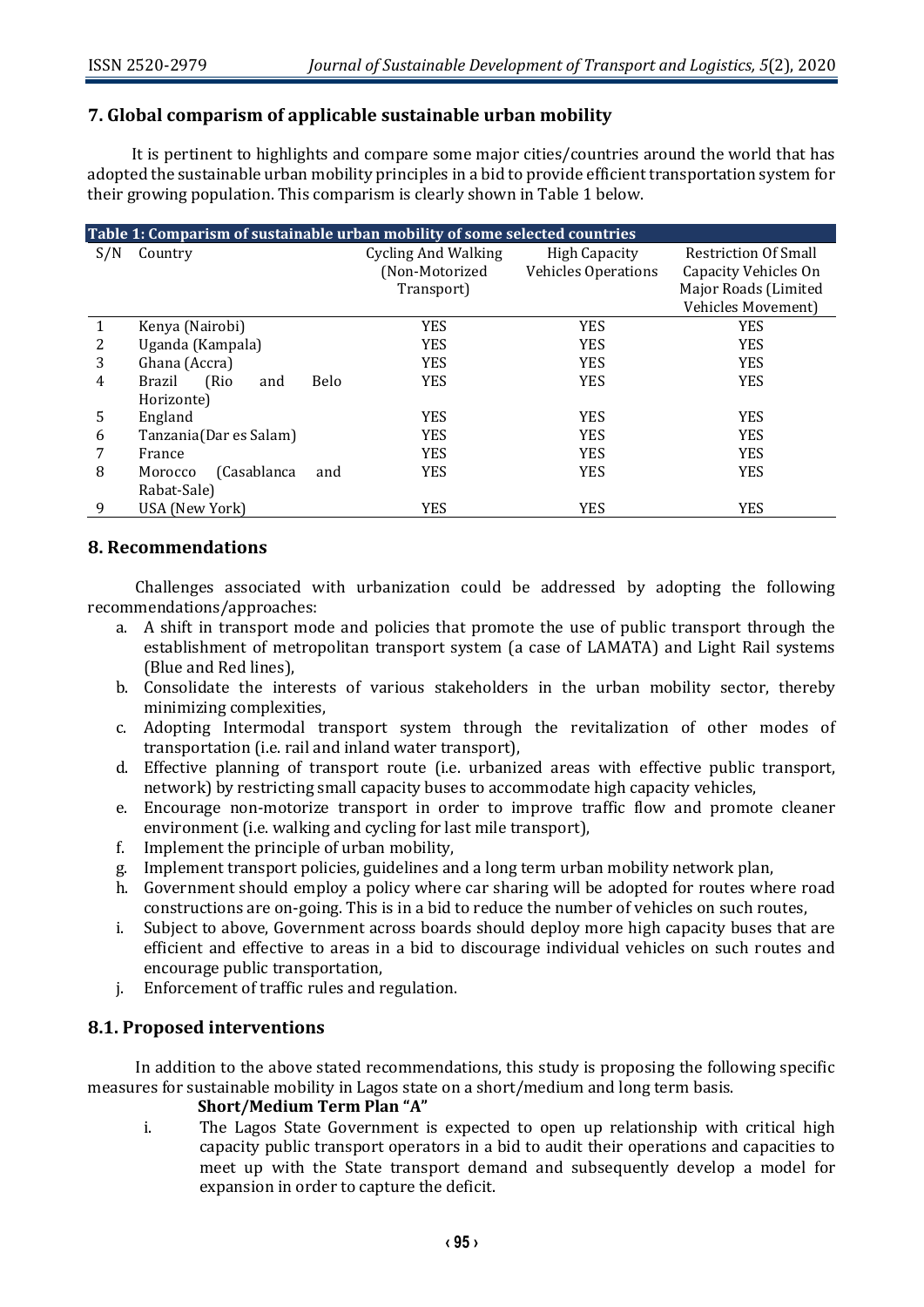## 7. Global comparism of applicable sustainable urban mobility

It is pertinent to highlights and compare some major cities/countries around the world that has adopted the sustainable urban mobility principles in a bid to provide efficient transportation system for their growing population. This comparism is clearly shown in Table 1 below.

**Table 1: Comparism of sustainable urban mobility of some selected countries**

| S/N | Country | Cycling And Walking (Non-Motorized Transport) | High Capacity Vehicles Operations | Restriction Of Small Capacity Vehicles On Major Roads (Limited Vehicles Movement) |
|---|---|---|---|---|
| 1 | Kenya (Nairobi) | YES | YES | YES |
| 2 | Uganda (Kampala) | YES | YES | YES |
| 3 | Ghana (Accra) | YES | YES | YES |
| 4 | Brazil (Rio and Belo Horizonte) | YES | YES | YES |
| 5 | England | YES | YES | YES |
| 6 | Tanzania(Dar es Salam) | YES | YES | YES |
| 7 | France | YES | YES | YES |
| 8 | Morocco (Casablanca and Rabat-Sale) | YES | YES | YES |
| 9 | USA (New York) | YES | YES | YES |

## 8. Recommendations

Challenges associated with urbanization could be addressed by adopting the following recommendations/approaches:

a. A shift in transport mode and policies that promote the use of public transport through the establishment of metropolitan transport system (a case of LAMATA) and Light Rail systems (Blue and Red lines),
b. Consolidate the interests of various stakeholders in the urban mobility sector, thereby minimizing complexities,
c. Adopting Intermodal transport system through the revitalization of other modes of transportation (i.e. rail and inland water transport),
d. Effective planning of transport route (i.e. urbanized areas with effective public transport, network) by restricting small capacity buses to accommodate high capacity vehicles,
e. Encourage non-motorize transport in order to improve traffic flow and promote cleaner environment (i.e. walking and cycling for last mile transport),
f. Implement the principle of urban mobility,
g. Implement transport policies, guidelines and a long term urban mobility network plan,
h. Government should employ a policy where car sharing will be adopted for routes where road constructions are on-going. This is in a bid to reduce the number of vehicles on such routes,
i. Subject to above, Government across boards should deploy more high capacity buses that are efficient and effective to areas in a bid to discourage individual vehicles on such routes and encourage public transportation,
j. Enforcement of traffic rules and regulation.

## 8.1. Proposed interventions

In addition to the above stated recommendations, this study is proposing the following specific measures for sustainable mobility in Lagos state on a short/medium and long term basis.

**Short/Medium Term Plan "A"**

i. The Lagos State Government is expected to open up relationship with critical high capacity public transport operators in a bid to audit their operations and capacities to meet up with the State transport demand and subsequently develop a model for expansion in order to capture the deficit.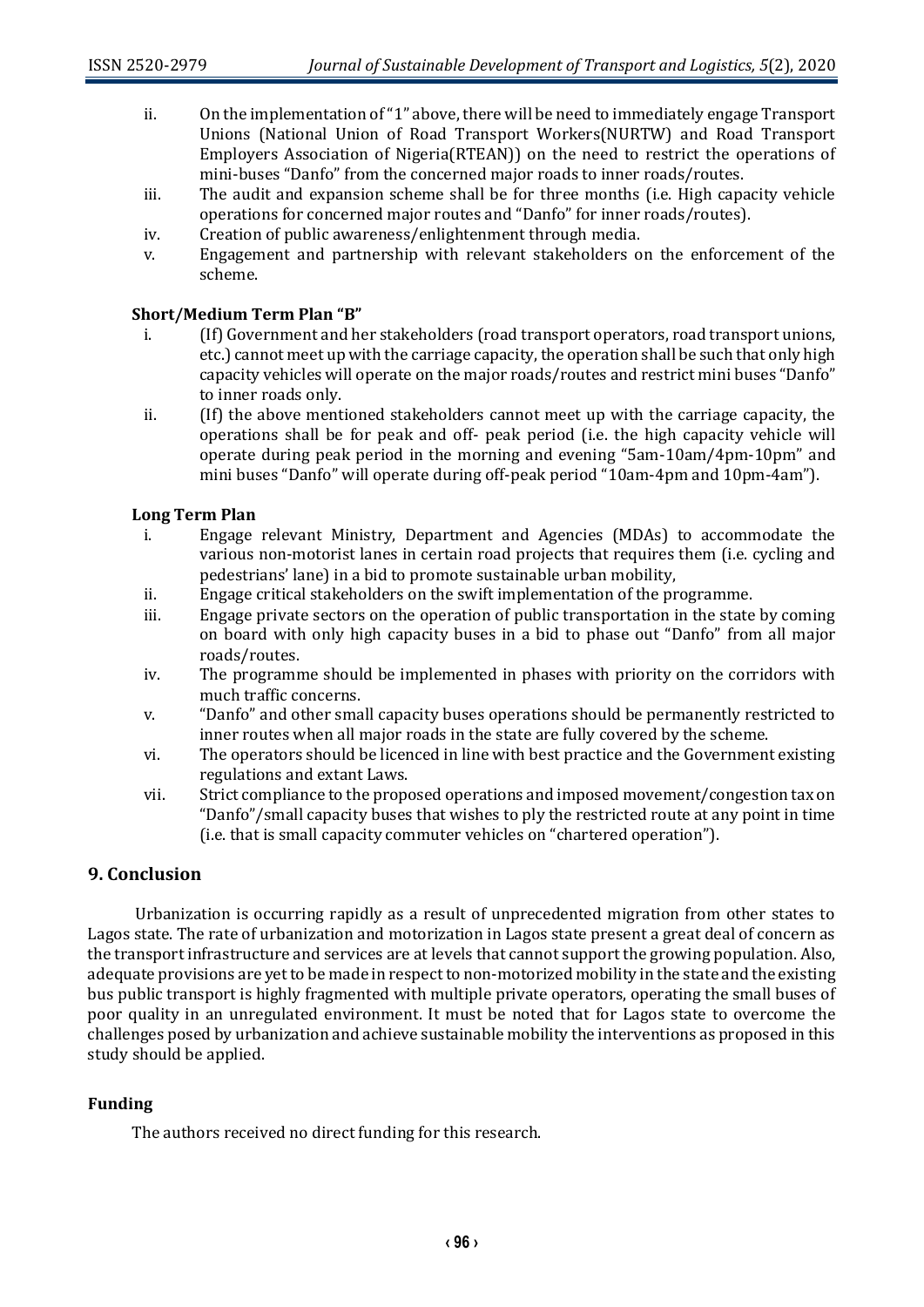ii. On the implementation of "1" above, there will be need to immediately engage Transport Unions (National Union of Road Transport Workers(NURTW) and Road Transport Employers Association of Nigeria(RTEAN)) on the need to restrict the operations of mini-buses "Danfo" from the concerned major roads to inner roads/routes.

iii. The audit and expansion scheme shall be for three months (i.e. High capacity vehicle operations for concerned major routes and "Danfo" for inner roads/routes).

iv. Creation of public awareness/enlightenment through media.

v. Engagement and partnership with relevant stakeholders on the enforcement of the scheme.

**Short/Medium Term Plan "B"**

i. (If) Government and her stakeholders (road transport operators, road transport unions, etc.) cannot meet up with the carriage capacity, the operation shall be such that only high capacity vehicles will operate on the major roads/routes and restrict mini buses "Danfo" to inner roads only.

ii. (If) the above mentioned stakeholders cannot meet up with the carriage capacity, the operations shall be for peak and off- peak period (i.e. the high capacity vehicle will operate during peak period in the morning and evening "5am-10am/4pm-10pm" and mini buses "Danfo" will operate during off-peak period "10am-4pm and 10pm-4am").

**Long Term Plan**

i. Engage relevant Ministry, Department and Agencies (MDAs) to accommodate the various non-motorist lanes in certain road projects that requires them (i.e. cycling and pedestrians' lane) in a bid to promote sustainable urban mobility,

ii. Engage critical stakeholders on the swift implementation of the programme.

iii. Engage private sectors on the operation of public transportation in the state by coming on board with only high capacity buses in a bid to phase out "Danfo" from all major roads/routes.

iv. The programme should be implemented in phases with priority on the corridors with much traffic concerns.

v. "Danfo" and other small capacity buses operations should be permanently restricted to inner routes when all major roads in the state are fully covered by the scheme.

vi. The operators should be licenced in line with best practice and the Government existing regulations and extant Laws.

vii. Strict compliance to the proposed operations and imposed movement/congestion tax on "Danfo"/small capacity buses that wishes to ply the restricted route at any point in time (i.e. that is small capacity commuter vehicles on "chartered operation").

## 9. Conclusion

Urbanization is occurring rapidly as a result of unprecedented migration from other states to Lagos state. The rate of urbanization and motorization in Lagos state present a great deal of concern as the transport infrastructure and services are at levels that cannot support the growing population. Also, adequate provisions are yet to be made in respect to non-motorized mobility in the state and the existing bus public transport is highly fragmented with multiple private operators, operating the small buses of poor quality in an unregulated environment. It must be noted that for Lagos state to overcome the challenges posed by urbanization and achieve sustainable mobility the interventions as proposed in this study should be applied.

### Funding

The authors received no direct funding for this research.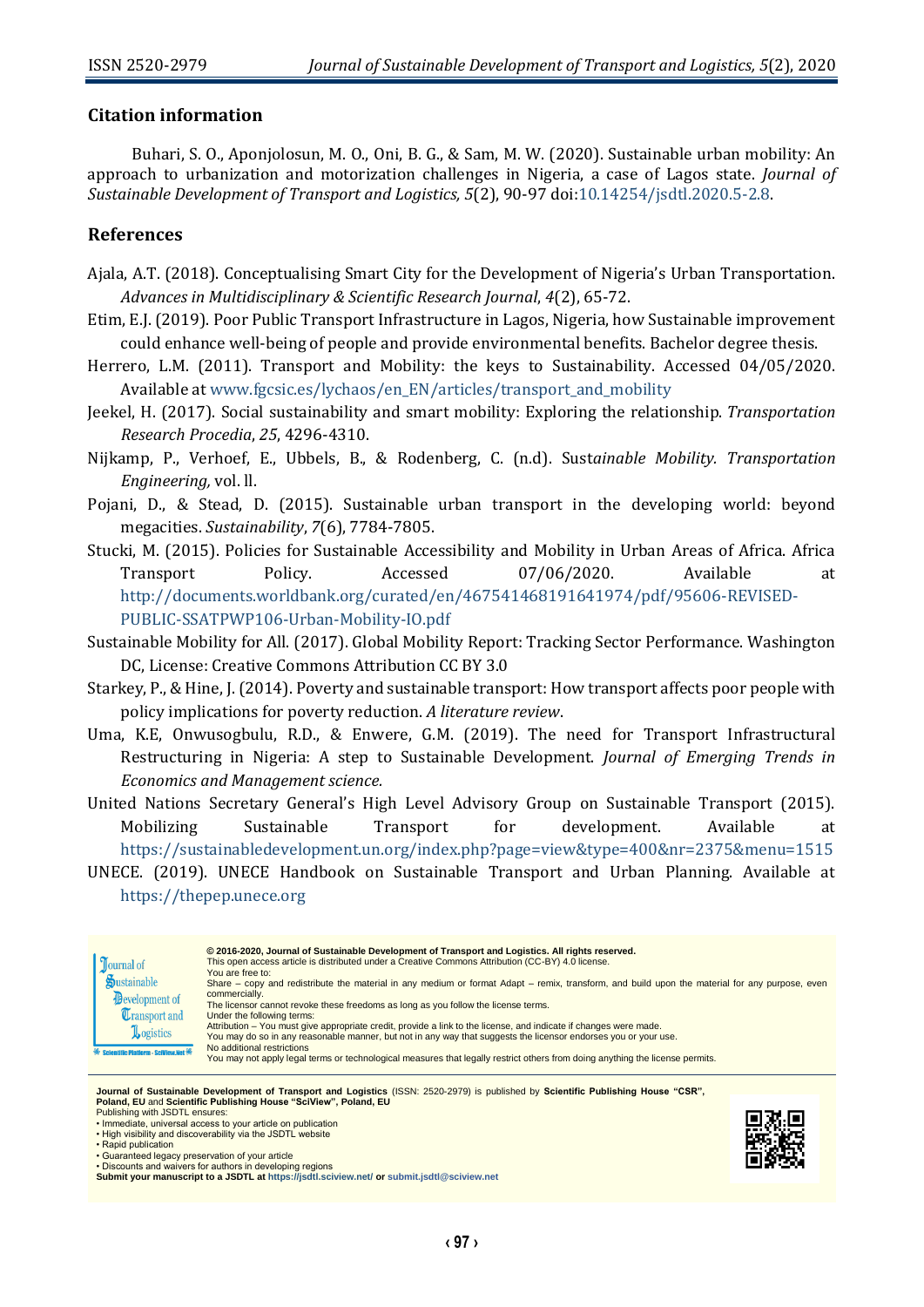## Citation information

Buhari, S. O., Aponjolosun, M. O., Oni, B. G., & Sam, M. W. (2020). Sustainable urban mobility: An approach to urbanization and motorization challenges in Nigeria, a case of Lagos state. *Journal of Sustainable Development of Transport and Logistics, 5*(2), 90-97 doi:10.14254/jsdtl.2020.5-2.8.

## References

Ajala, A.T. (2018). Conceptualising Smart City for the Development of Nigeria's Urban Transportation. *Advances in Multidisciplinary & Scientific Research Journal*, *4*(2), 65-72.

Etim, E.J. (2019). Poor Public Transport Infrastructure in Lagos, Nigeria, how Sustainable improvement could enhance well-being of people and provide environmental benefits. Bachelor degree thesis.

Herrero, L.M. (2011). Transport and Mobility: the keys to Sustainability. Accessed 04/05/2020. Available at www.fgcsic.es/lychaos/en_EN/articles/transport_and_mobility

Jeekel, H. (2017). Social sustainability and smart mobility: Exploring the relationship. *Transportation Research Procedia*, *25*, 4296-4310.

Nijkamp, P., Verhoef, E., Ubbels, B., & Rodenberg, C. (n.d). Sust*ainable Mobility. Transportation Engineering,* vol. ll.

Pojani, D., & Stead, D. (2015). Sustainable urban transport in the developing world: beyond megacities. *Sustainability*, *7*(6), 7784-7805.

Stucki, M. (2015). Policies for Sustainable Accessibility and Mobility in Urban Areas of Africa. Africa Transport Policy. Accessed 07/06/2020. Available at http://documents.worldbank.org/curated/en/467541468191641974/pdf/95606-REVISED-PUBLIC-SSATPWP106-Urban-Mobility-IO.pdf

Sustainable Mobility for All. (2017). Global Mobility Report: Tracking Sector Performance. Washington DC, License: Creative Commons Attribution CC BY 3.0

Starkey, P., & Hine, J. (2014). Poverty and sustainable transport: How transport affects poor people with policy implications for poverty reduction. *A literature review*.

Uma, K.E, Onwusogbulu, R.D., & Enwere, G.M. (2019). The need for Transport Infrastructural Restructuring in Nigeria: A step to Sustainable Development. *Journal of Emerging Trends in Economics and Management science*.

United Nations Secretary General's High Level Advisory Group on Sustainable Transport (2015). Mobilizing Sustainable Transport for development. Available at https://sustainabledevelopment.un.org/index.php?page=view&type=400&nr=2375&menu=1515

UNECE. (2019). UNECE Handbook on Sustainable Transport and Urban Planning. Available at https://thepep.unece.org

Journal of Sustainable Development of Transport and Logistics

Scientific Platform - SciView.Net

**© 2016-2020, Journal of Sustainable Development of Transport and Logistics. All rights reserved.**
This open access article is distributed under a Creative Commons Attribution (CC-BY) 4.0 license.
You are free to:
Share – copy and redistribute the material in any medium or format Adapt – remix, transform, and build upon the material for any purpose, even commercially.
The licensor cannot revoke these freedoms as long as you follow the license terms.
Under the following terms:
Attribution – You must give appropriate credit, provide a link to the license, and indicate if changes were made.
You may do so in any reasonable manner, but not in any way that suggests the licensor endorses you or your use.
No additional restrictions
You may not apply legal terms or technological measures that legally restrict others from doing anything the license permits.

**Journal of Sustainable Development of Transport and Logistics** (ISSN: 2520-2979) is published by **Scientific Publishing House "CSR", Poland, EU** and **Scientific Publishing House "SciView", Poland, EU**
Publishing with JSDTL ensures:
- Immediate, universal access to your article on publication
- High visibility and discoverability via the JSDTL website
- Rapid publication
- Guaranteed legacy preservation of your article
- Discounts and waivers for authors in developing regions

**Submit your manuscript to a JSDTL at https://jsdtl.sciview.net/ or submit.jsdtl@sciview.net**